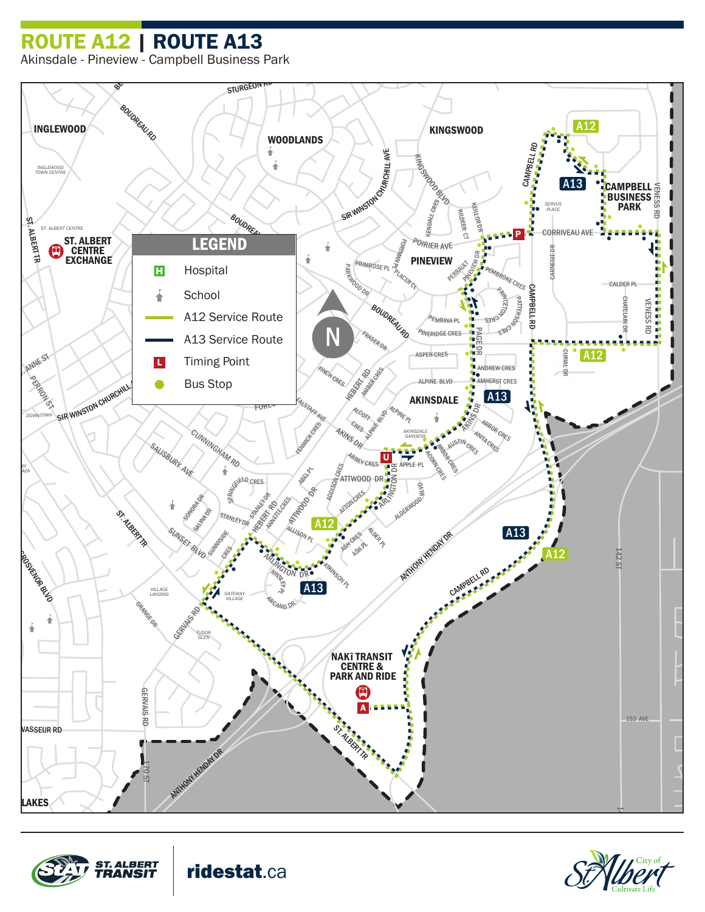# ROUTE A12 | ROUTE A13

Akinsdale - Pineview - Campbell Business Park

## LEGEND

- Hospital
- School
- A12 Service Route
- A13 Service Route
- Timing Point
- Bus Stop

ST. ALBERT CENTRE EXCHANGE

NAKÎ TRANSIT CENTRE & PARK AND RIDE

CAMPBELL BUSINESS PARK

INGLEWOOD

WOODLANDS

KINGSWOOD

PINEVIEW

AKINSDALE

ridestat.ca

ST. ALBERT TRANSIT

City of St. Albert — Cultivate Life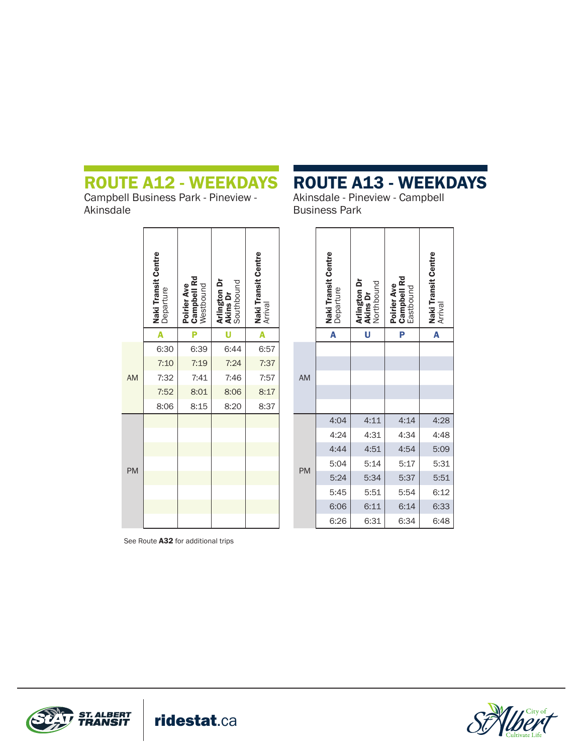## ROUTE A12 - WEEKDAYS

Campbell Business Park - Pineview - Akinsdale

| | Naki Transit Centre Departure | Poirier Ave Campbell Rd Westbound | Arlington Dr Akins Dr Southbound | Naki Transit Centre Arrival |
|---|---|---|---|---|
| | A | P | U | A |
| AM | 6:30 | 6:39 | 6:44 | 6:57 |
| | 7:10 | 7:19 | 7:24 | 7:37 |
| | 7:32 | 7:41 | 7:46 | 7:57 |
| | 7:52 | 8:01 | 8:06 | 8:17 |
| | 8:06 | 8:15 | 8:20 | 8:37 |
| PM | | | | |

See Route **A32** for additional trips

## ROUTE A13 - WEEKDAYS

Akinsdale - Pineview - Campbell Business Park

| | Naki Transit Centre Departure | Arlington Dr Akins Dr Northbound | Poirier Ave Campbell Rd Eastbound | Naki Transit Centre Arrival |
|---|---|---|---|---|
| | A | U | P | A |
| AM | | | | |
| PM | 4:04 | 4:11 | 4:14 | 4:28 |
| | 4:24 | 4:31 | 4:34 | 4:48 |
| | 4:44 | 4:51 | 4:54 | 5:09 |
| | 5:04 | 5:14 | 5:17 | 5:31 |
| | 5:24 | 5:34 | 5:37 | 5:51 |
| | 5:45 | 5:51 | 5:54 | 6:12 |
| | 6:06 | 6:11 | 6:14 | 6:33 |
| | 6:26 | 6:31 | 6:34 | 6:48 |

ST. ALBERT TRANSIT

ridestat.ca

City of St. Albert – Cultivate Life